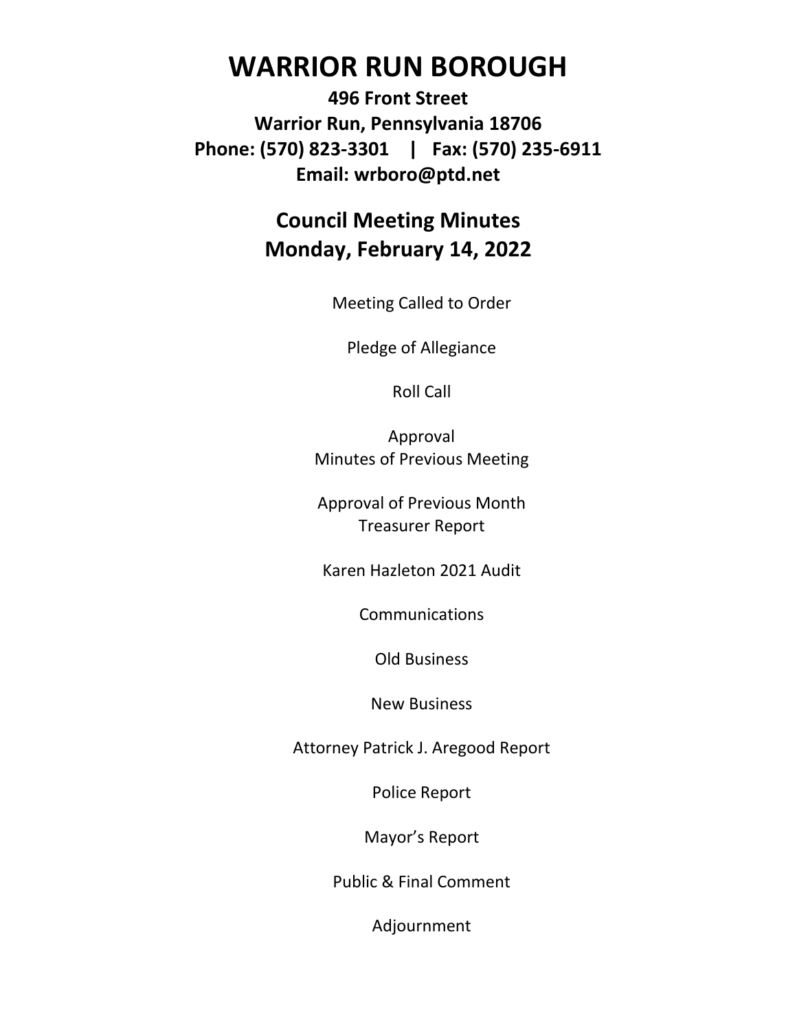# WARRIOR RUN BOROUGH

**496 Front Street**
**Warrior Run, Pennsylvania 18706**
**Phone: (570) 823-3301 | Fax: (570) 235-6911**
**Email: wrboro@ptd.net**

## Council Meeting Minutes
## Monday, February 14, 2022

Meeting Called to Order

Pledge of Allegiance

Roll Call

Approval
Minutes of Previous Meeting

Approval of Previous Month
Treasurer Report

Karen Hazleton 2021 Audit

Communications

Old Business

New Business

Attorney Patrick J. Aregood Report

Police Report

Mayor's Report

Public & Final Comment

Adjournment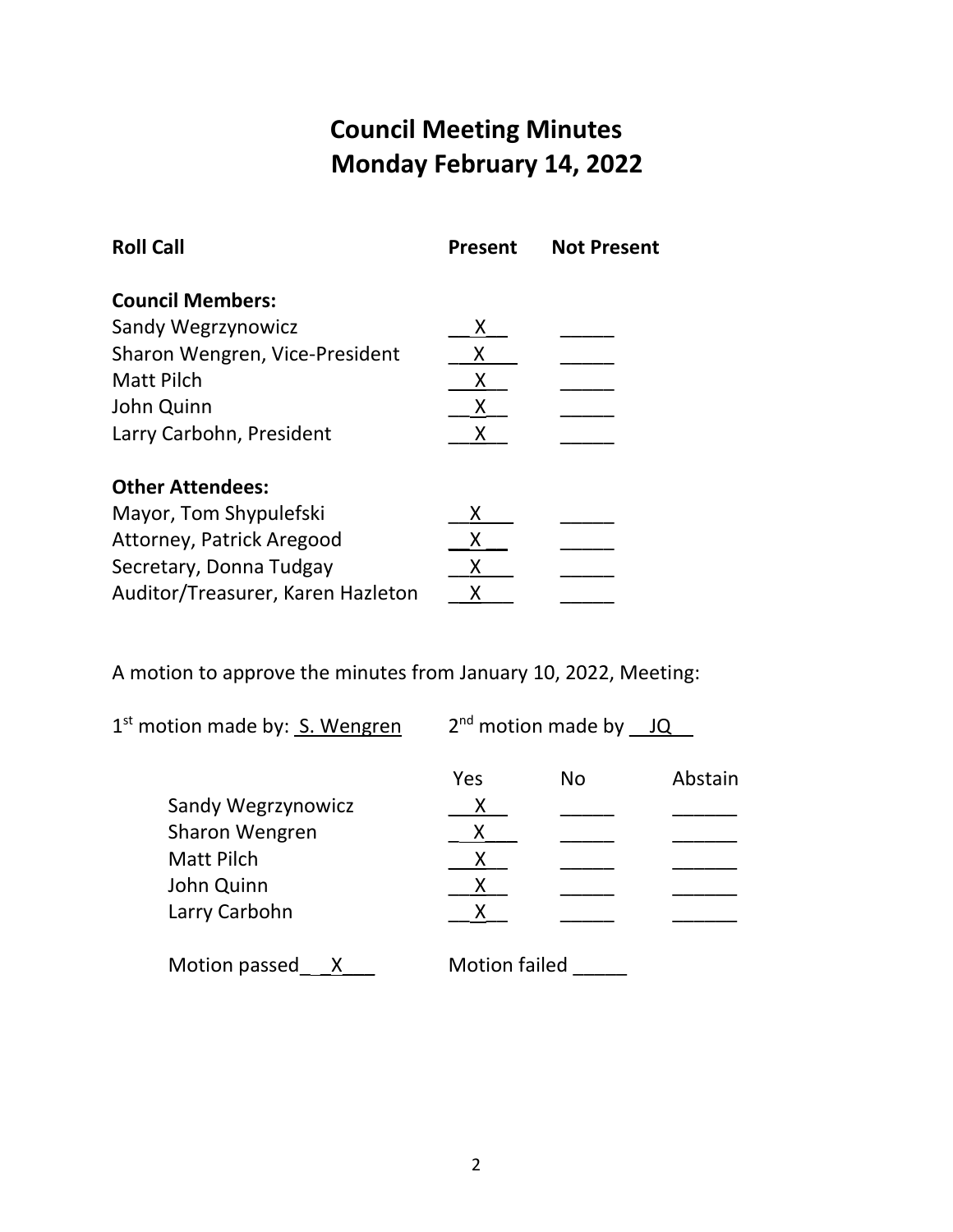# Council Meeting Minutes
# Monday February 14, 2022

| Roll Call | Present | Not Present |
|---|---|---|
| **Council Members:** | | |
| Sandy Wegrzynowicz | X | |
| Sharon Wengren, Vice-President | X | |
| Matt Pilch | X | |
| John Quinn | X | |
| Larry Carbohn, President | X | |
| **Other Attendees:** | | |
| Mayor, Tom Shypulefski | X | |
| Attorney, Patrick Aregood | X | |
| Secretary, Donna Tudgay | X | |
| Auditor/Treasurer, Karen Hazleton | X | |

A motion to approve the minutes from January 10, 2022, Meeting:

1st motion made by: S. Wengren 2nd motion made by JQ

| | Yes | No | Abstain |
|---|---|---|---|
| Sandy Wegrzynowicz | X | | |
| Sharon Wengren | X | | |
| Matt Pilch | X | | |
| John Quinn | X | | |
| Larry Carbohn | X | | |

Motion passed X Motion failed ____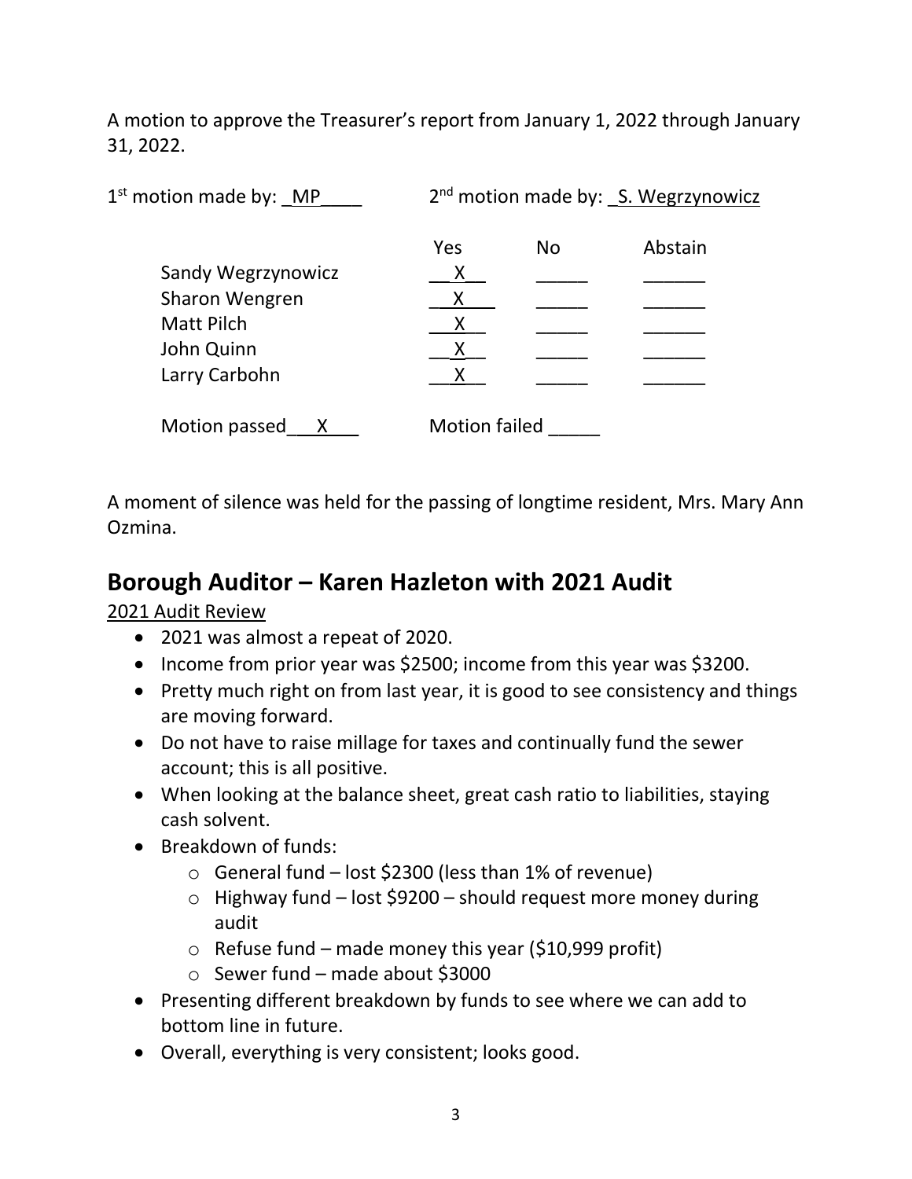A motion to approve the Treasurer's report from January 1, 2022 through January 31, 2022.

1st motion made by: MP 2nd motion made by: S. Wegrzynowicz

| | Yes | No | Abstain |
|---|---|---|---|
| Sandy Wegrzynowicz | X | | |
| Sharon Wengren | X | | |
| Matt Pilch | X | | |
| John Quinn | X | | |
| Larry Carbohn | X | | |

Motion passed X Motion failed ____

A moment of silence was held for the passing of longtime resident, Mrs. Mary Ann Ozmina.

## Borough Auditor – Karen Hazleton with 2021 Audit

2021 Audit Review

- 2021 was almost a repeat of 2020.
- Income from prior year was $2500; income from this year was $3200.
- Pretty much right on from last year, it is good to see consistency and things are moving forward.
- Do not have to raise millage for taxes and continually fund the sewer account; this is all positive.
- When looking at the balance sheet, great cash ratio to liabilities, staying cash solvent.
- Breakdown of funds:
  - General fund – lost $2300 (less than 1% of revenue)
  - Highway fund – lost $9200 – should request more money during audit
  - Refuse fund – made money this year ($10,999 profit)
  - Sewer fund – made about $3000
- Presenting different breakdown by funds to see where we can add to bottom line in future.
- Overall, everything is very consistent; looks good.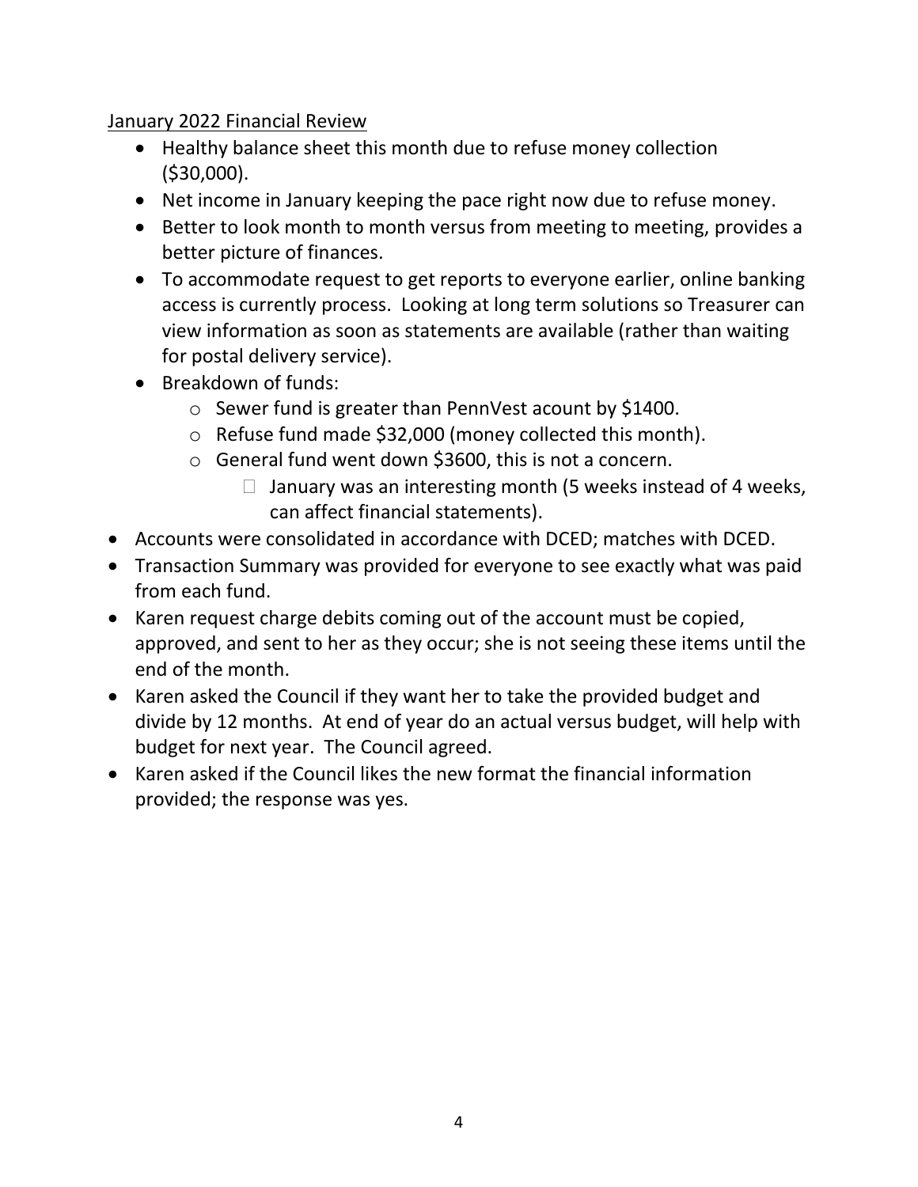January 2022 Financial Review

- Healthy balance sheet this month due to refuse money collection ($30,000).
- Net income in January keeping the pace right now due to refuse money.
- Better to look month to month versus from meeting to meeting, provides a better picture of finances.
- To accommodate request to get reports to everyone earlier, online banking access is currently process. Looking at long term solutions so Treasurer can view information as soon as statements are available (rather than waiting for postal delivery service).
- Breakdown of funds:
  - Sewer fund is greater than PennVest acount by $1400.
  - Refuse fund made $32,000 (money collected this month).
  - General fund went down $3600, this is not a concern.
    - January was an interesting month (5 weeks instead of 4 weeks, can affect financial statements).

- Accounts were consolidated in accordance with DCED; matches with DCED.
- Transaction Summary was provided for everyone to see exactly what was paid from each fund.
- Karen request charge debits coming out of the account must be copied, approved, and sent to her as they occur; she is not seeing these items until the end of the month.
- Karen asked the Council if they want her to take the provided budget and divide by 12 months. At end of year do an actual versus budget, will help with budget for next year. The Council agreed.
- Karen asked if the Council likes the new format the financial information provided; the response was yes.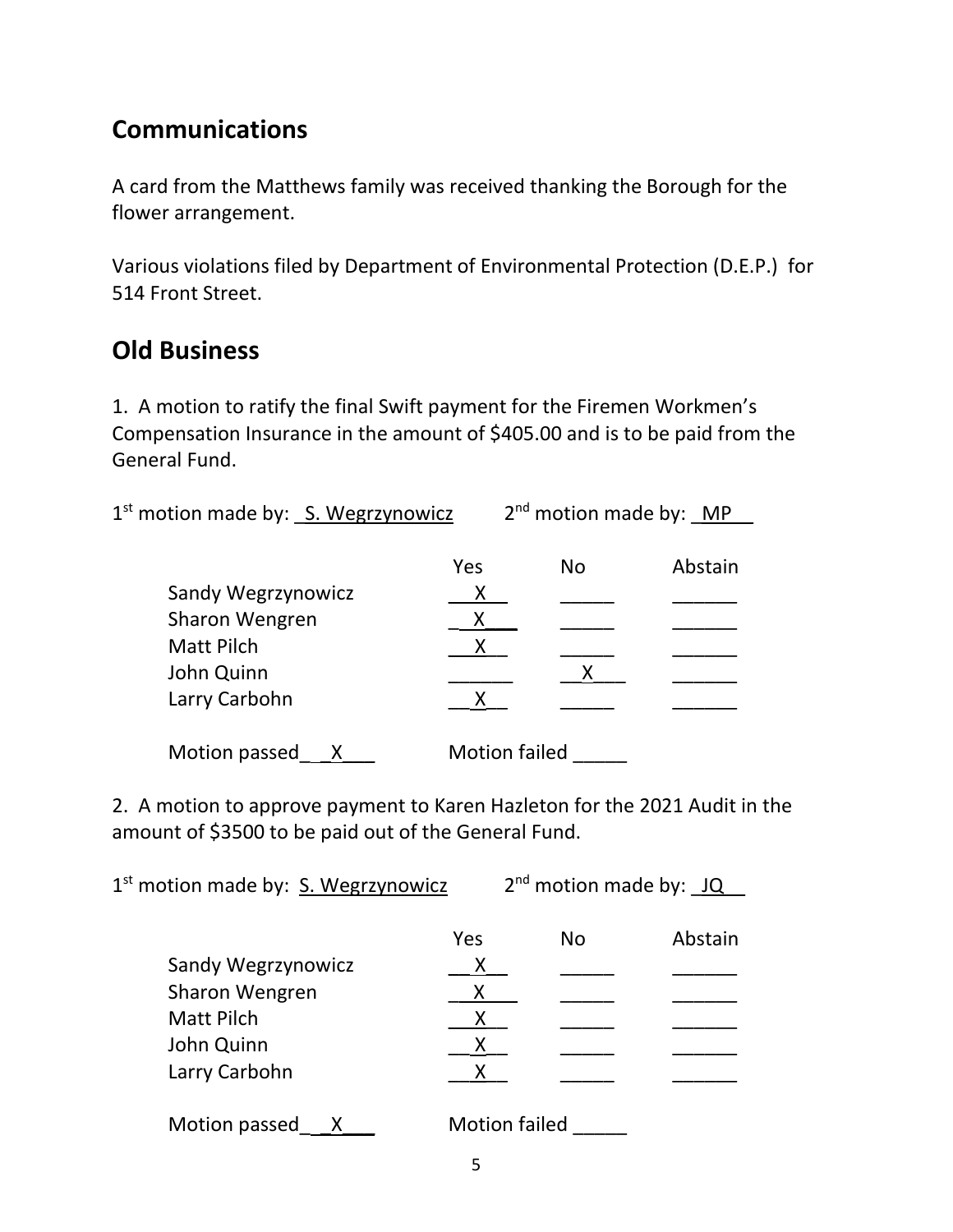## Communications

A card from the Matthews family was received thanking the Borough for the flower arrangement.

Various violations filed by Department of Environmental Protection (D.E.P.) for 514 Front Street.

## Old Business

1. A motion to ratify the final Swift payment for the Firemen Workmen's Compensation Insurance in the amount of $405.00 and is to be paid from the General Fund.

1st motion made by: S. Wegrzynowicz 2nd motion made by: MP

| | Yes | No | Abstain |
|---|---|---|---|
| Sandy Wegrzynowicz | X | | |
| Sharon Wengren | X | | |
| Matt Pilch | X | | |
| John Quinn | | X | |
| Larry Carbohn | X | | |

Motion passed X Motion failed ____

2. A motion to approve payment to Karen Hazleton for the 2021 Audit in the amount of $3500 to be paid out of the General Fund.

1st motion made by: S. Wegrzynowicz 2nd motion made by: JQ

| | Yes | No | Abstain |
|---|---|---|---|
| Sandy Wegrzynowicz | X | | |
| Sharon Wengren | X | | |
| Matt Pilch | X | | |
| John Quinn | X | | |
| Larry Carbohn | X | | |

Motion passed X Motion failed ____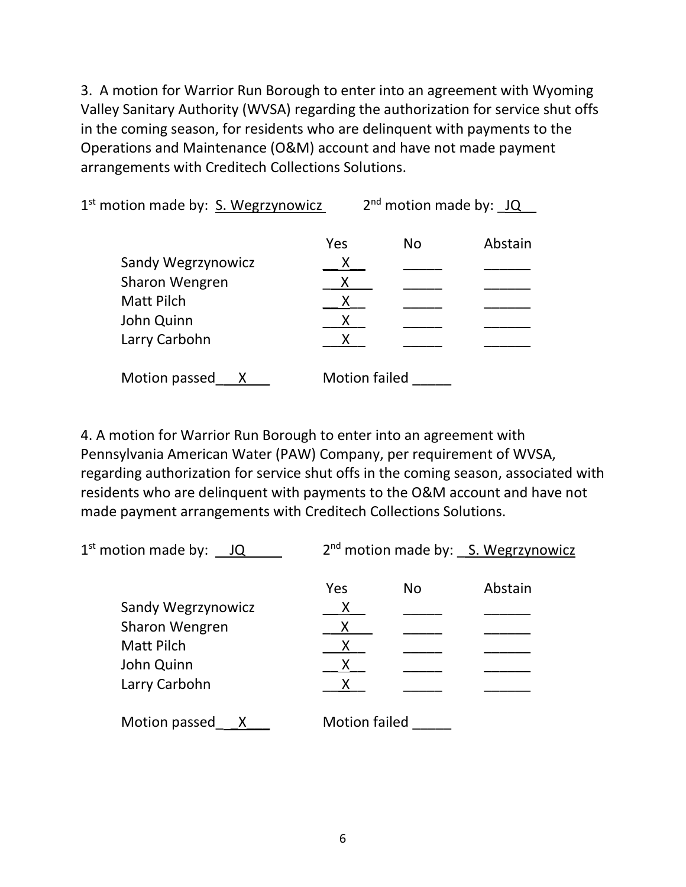3. A motion for Warrior Run Borough to enter into an agreement with Wyoming Valley Sanitary Authority (WVSA) regarding the authorization for service shut offs in the coming season, for residents who are delinquent with payments to the Operations and Maintenance (O&M) account and have not made payment arrangements with Creditech Collections Solutions.

1st motion made by: S. Wegrzynowicz 2nd motion made by: JQ

| | Yes | No | Abstain |
|---|---|---|---|
| Sandy Wegrzynowicz | X | | |
| Sharon Wengren | X | | |
| Matt Pilch | X | | |
| John Quinn | X | | |
| Larry Carbohn | X | | |

Motion passed X Motion failed _____

4. A motion for Warrior Run Borough to enter into an agreement with Pennsylvania American Water (PAW) Company, per requirement of WVSA, regarding authorization for service shut offs in the coming season, associated with residents who are delinquent with payments to the O&M account and have not made payment arrangements with Creditech Collections Solutions.

1st motion made by: JQ 2nd motion made by: S. Wegrzynowicz

| | Yes | No | Abstain |
|---|---|---|---|
| Sandy Wegrzynowicz | X | | |
| Sharon Wengren | X | | |
| Matt Pilch | X | | |
| John Quinn | X | | |
| Larry Carbohn | X | | |

Motion passed X Motion failed _____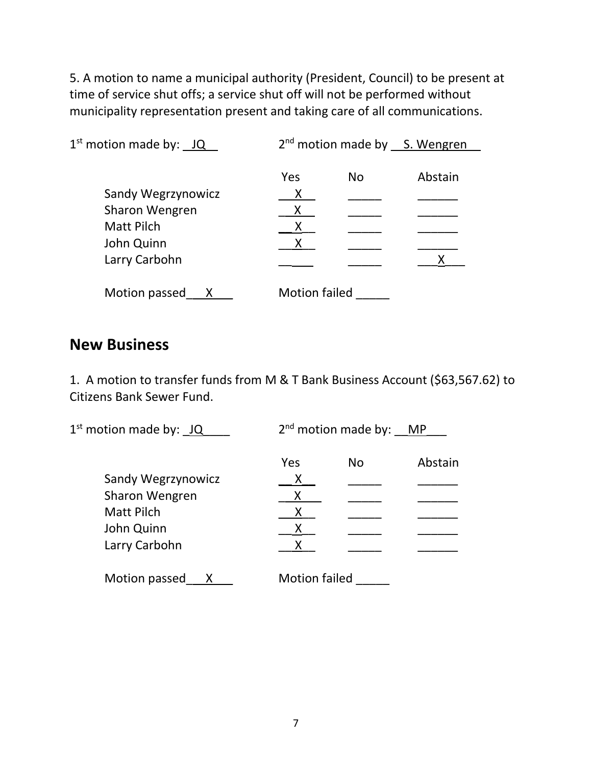5. A motion to name a municipal authority (President, Council) to be present at time of service shut offs; a service shut off will not be performed without municipality representation present and taking care of all communications.

1st motion made by: JQ    2nd motion made by S. Wengren

| | Yes | No | Abstain |
|---|---|---|---|
| Sandy Wegrzynowicz | X | | |
| Sharon Wengren | X | | |
| Matt Pilch | X | | |
| John Quinn | X | | |
| Larry Carbohn | | | X |

Motion passed X    Motion failed ____

## New Business

1. A motion to transfer funds from M & T Bank Business Account ($63,567.62) to Citizens Bank Sewer Fund.

1st motion made by: JQ    2nd motion made by: MP

| | Yes | No | Abstain |
|---|---|---|---|
| Sandy Wegrzynowicz | X | | |
| Sharon Wengren | X | | |
| Matt Pilch | X | | |
| John Quinn | X | | |
| Larry Carbohn | X | | |

Motion passed X    Motion failed ____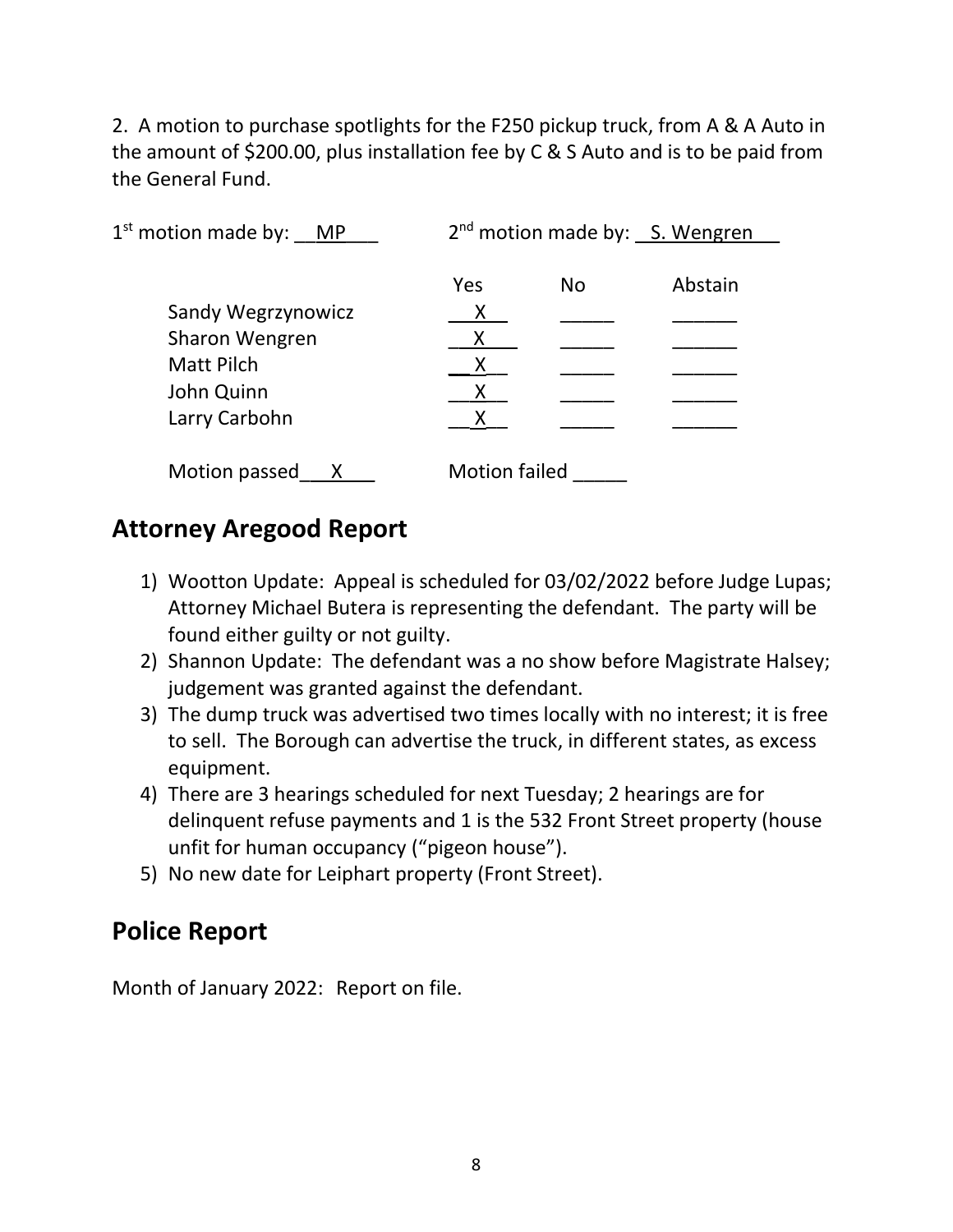2. A motion to purchase spotlights for the F250 pickup truck, from A & A Auto in the amount of $200.00, plus installation fee by C & S Auto and is to be paid from the General Fund.

1st motion made by: MP    2nd motion made by: S. Wengren

| | Yes | No | Abstain |
|---|---|---|---|
| Sandy Wegrzynowicz | X | | |
| Sharon Wengren | X | | |
| Matt Pilch | X | | |
| John Quinn | X | | |
| Larry Carbohn | X | | |

Motion passed X    Motion failed ____

## Attorney Aregood Report

1) Wootton Update: Appeal is scheduled for 03/02/2022 before Judge Lupas; Attorney Michael Butera is representing the defendant. The party will be found either guilty or not guilty.
2) Shannon Update: The defendant was a no show before Magistrate Halsey; judgement was granted against the defendant.
3) The dump truck was advertised two times locally with no interest; it is free to sell. The Borough can advertise the truck, in different states, as excess equipment.
4) There are 3 hearings scheduled for next Tuesday; 2 hearings are for delinquent refuse payments and 1 is the 532 Front Street property (house unfit for human occupancy ("pigeon house").
5) No new date for Leiphart property (Front Street).

## Police Report

Month of January 2022: Report on file.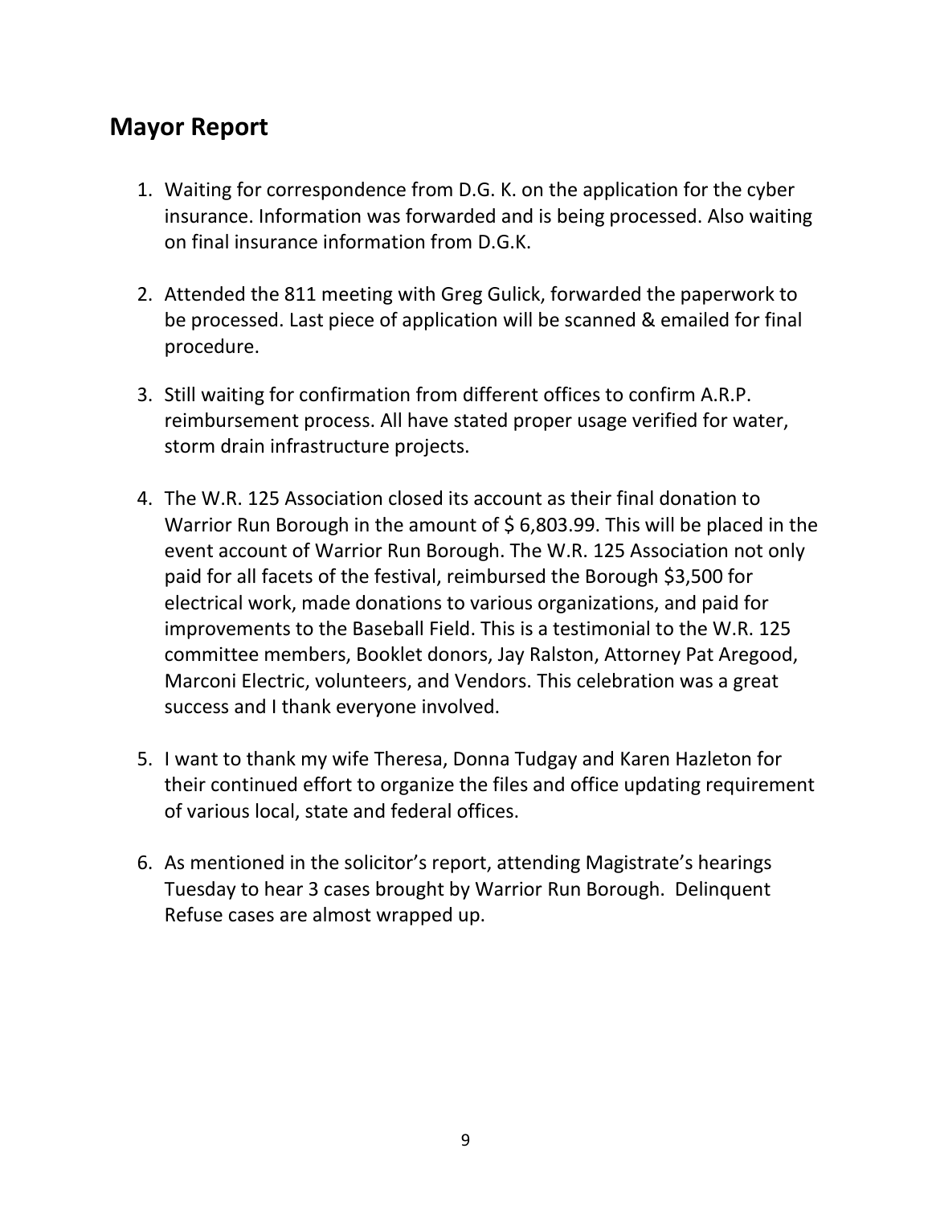## Mayor Report

1. Waiting for correspondence from D.G. K. on the application for the cyber insurance. Information was forwarded and is being processed. Also waiting on final insurance information from D.G.K.

2. Attended the 811 meeting with Greg Gulick, forwarded the paperwork to be processed. Last piece of application will be scanned & emailed for final procedure.

3. Still waiting for confirmation from different offices to confirm A.R.P. reimbursement process. All have stated proper usage verified for water, storm drain infrastructure projects.

4. The W.R. 125 Association closed its account as their final donation to Warrior Run Borough in the amount of $ 6,803.99. This will be placed in the event account of Warrior Run Borough. The W.R. 125 Association not only paid for all facets of the festival, reimbursed the Borough $3,500 for electrical work, made donations to various organizations, and paid for improvements to the Baseball Field. This is a testimonial to the W.R. 125 committee members, Booklet donors, Jay Ralston, Attorney Pat Aregood, Marconi Electric, volunteers, and Vendors. This celebration was a great success and I thank everyone involved.

5. I want to thank my wife Theresa, Donna Tudgay and Karen Hazleton for their continued effort to organize the files and office updating requirement of various local, state and federal offices.

6. As mentioned in the solicitor's report, attending Magistrate's hearings Tuesday to hear 3 cases brought by Warrior Run Borough. Delinquent Refuse cases are almost wrapped up.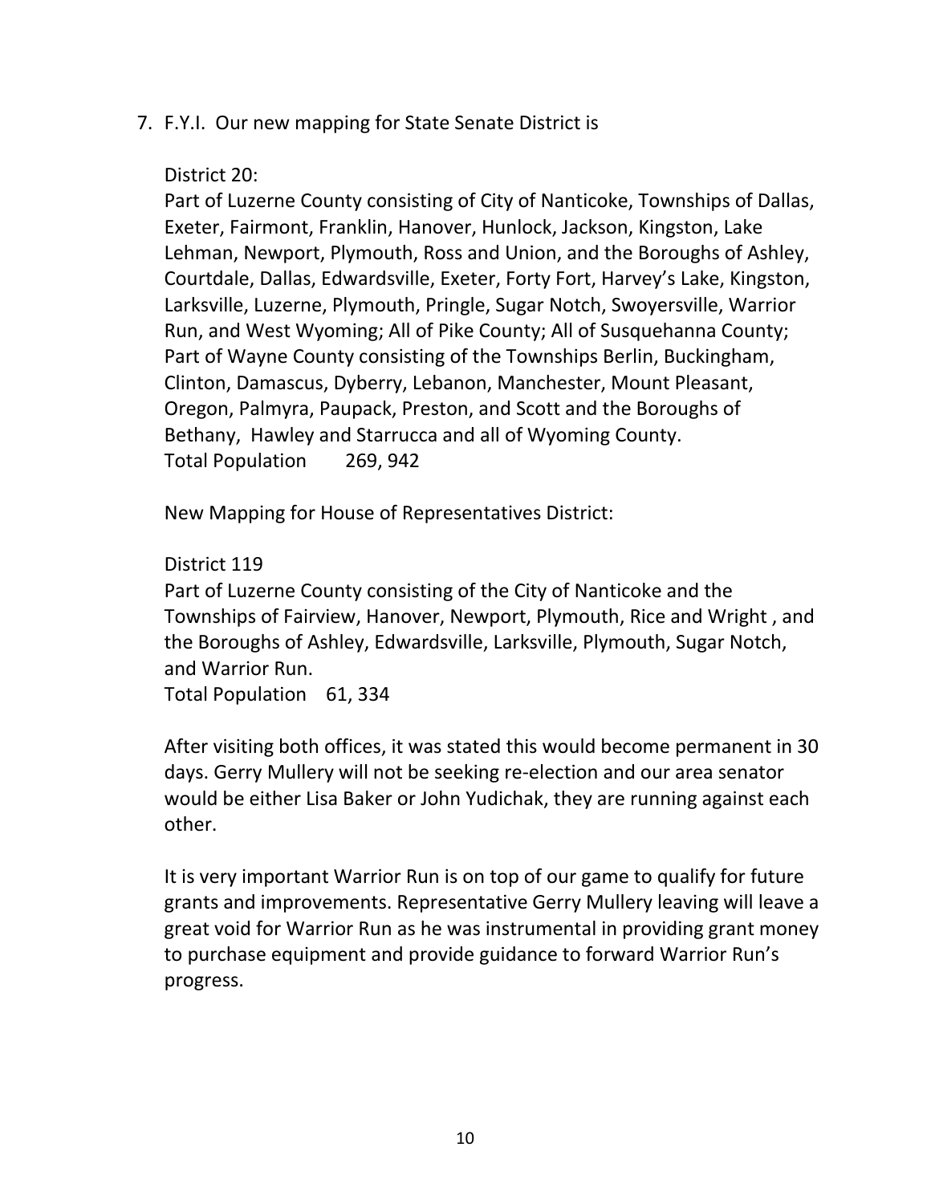7. F.Y.I. Our new mapping for State Senate District is

   District 20:
   Part of Luzerne County consisting of City of Nanticoke, Townships of Dallas, Exeter, Fairmont, Franklin, Hanover, Hunlock, Jackson, Kingston, Lake Lehman, Newport, Plymouth, Ross and Union, and the Boroughs of Ashley, Courtdale, Dallas, Edwardsville, Exeter, Forty Fort, Harvey's Lake, Kingston, Larksville, Luzerne, Plymouth, Pringle, Sugar Notch, Swoyersville, Warrior Run, and West Wyoming; All of Pike County; All of Susquehanna County; Part of Wayne County consisting of the Townships Berlin, Buckingham, Clinton, Damascus, Dyberry, Lebanon, Manchester, Mount Pleasant, Oregon, Palmyra, Paupack, Preston, and Scott and the Boroughs of Bethany, Hawley and Starrucca and all of Wyoming County.
   Total Population 269, 942

   New Mapping for House of Representatives District:

   District 119
   Part of Luzerne County consisting of the City of Nanticoke and the Townships of Fairview, Hanover, Newport, Plymouth, Rice and Wright , and the Boroughs of Ashley, Edwardsville, Larksville, Plymouth, Sugar Notch, and Warrior Run.
   Total Population 61, 334

   After visiting both offices, it was stated this would become permanent in 30 days. Gerry Mullery will not be seeking re-election and our area senator would be either Lisa Baker or John Yudichak, they are running against each other.

   It is very important Warrior Run is on top of our game to qualify for future grants and improvements. Representative Gerry Mullery leaving will leave a great void for Warrior Run as he was instrumental in providing grant money to purchase equipment and provide guidance to forward Warrior Run's progress.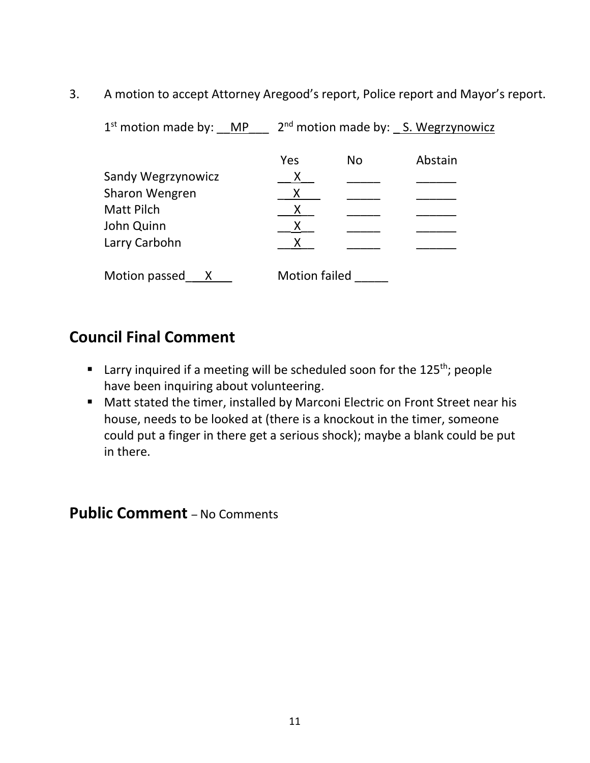3. A motion to accept Attorney Aregood's report, Police report and Mayor's report.

1st motion made by: MP 2nd motion made by: S. Wegrzynowicz

| | Yes | No | Abstain |
|---|---|---|---|
| Sandy Wegrzynowicz | X | | |
| Sharon Wengren | X | | |
| Matt Pilch | X | | |
| John Quinn | X | | |
| Larry Carbohn | X | | |

Motion passed X Motion failed

## Council Final Comment

- Larry inquired if a meeting will be scheduled soon for the 125th; people have been inquiring about volunteering.
- Matt stated the timer, installed by Marconi Electric on Front Street near his house, needs to be looked at (there is a knockout in the timer, someone could put a finger in there get a serious shock); maybe a blank could be put in there.

## Public Comment – No Comments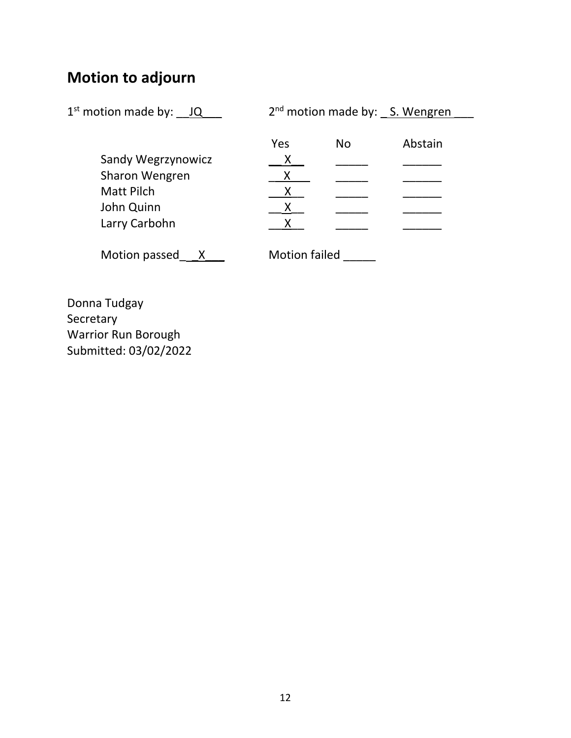## Motion to adjourn

1st motion made by: JQ     2nd motion made by: S. Wengren

| | Yes | No | Abstain |
|---|---|---|---|
| Sandy Wegrzynowicz | X | | |
| Sharon Wengren | X | | |
| Matt Pilch | X | | |
| John Quinn | X | | |
| Larry Carbohn | X | | |

Motion passed X     Motion failed ____

Donna Tudgay
Secretary
Warrior Run Borough
Submitted: 03/02/2022